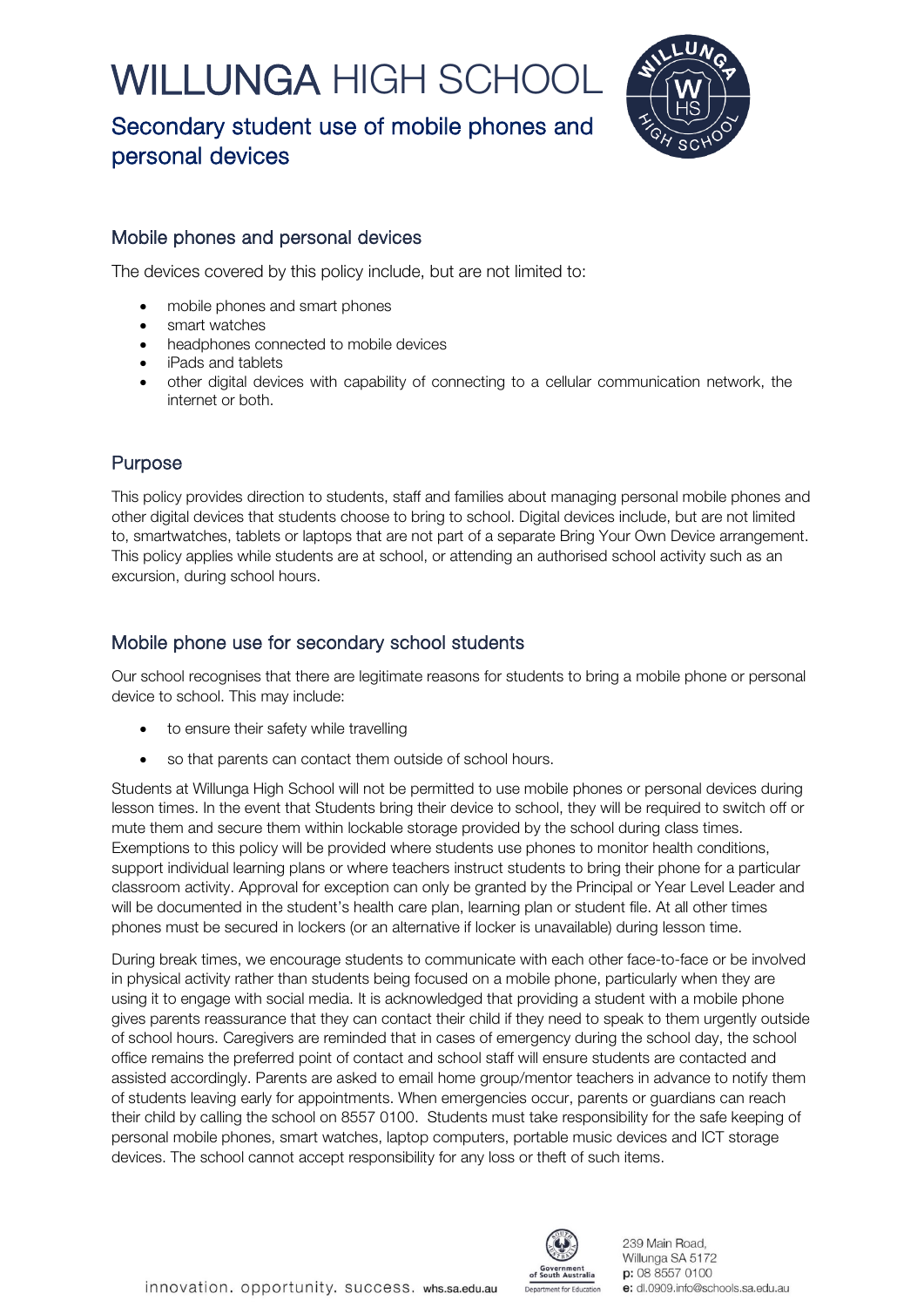# WILLUNGA HIGH SCHOOL

## Secondary student use of mobile phones and personal devices

### Mobile phones and personal devices

The devices covered by this policy include, but are not limited to:

- mobile phones and smart phones
- smart watches
- headphones connected to mobile devices
- iPads and tablets
- other digital devices with capability of connecting to a cellular communication network, the internet or both.

### Purpose

This policy provides direction to students, staff and families about managing personal mobile phones and other digital devices that students choose to bring to school. Digital devices include, but are not limited to, smartwatches, tablets or laptops that are not part of a separate Bring Your Own Device arrangement. This policy applies while students are at school, or attending an authorised school activity such as an excursion, during school hours.

### Mobile phone use for secondary school students

Our school recognises that there are legitimate reasons for students to bring a mobile phone or personal device to school. This may include:

- to ensure their safety while travelling
- so that parents can contact them outside of school hours.

Students at Willunga High School will not be permitted to use mobile phones or personal devices during lesson times. In the event that Students bring their device to school, they will be required to switch off or mute them and secure them within lockable storage provided by the school during class times. Exemptions to this policy will be provided where students use phones to monitor health conditions, support individual learning plans or where teachers instruct students to bring their phone for a particular classroom activity. Approval for exception can only be granted by the Principal or Year Level Leader and will be documented in the student's health care plan, learning plan or student file. At all other times phones must be secured in lockers (or an alternative if locker is unavailable) during lesson time.

During break times, we encourage students to communicate with each other face-to-face or be involved in physical activity rather than students being focused on a mobile phone, particularly when they are using it to engage with social media. It is acknowledged that providing a student with a mobile phone gives parents reassurance that they can contact their child if they need to speak to them urgently outside of school hours. Caregivers are reminded that in cases of emergency during the school day, the school office remains the preferred point of contact and school staff will ensure students are contacted and assisted accordingly. Parents are asked to email home group/mentor teachers in advance to notify them of students leaving early for appointments. When emergencies occur, parents or guardians can reach their child by calling the school on 8557 0100. Students must take responsibility for the safe keeping of personal mobile phones, smart watches, laptop computers, portable music devices and ICT storage devices. The school cannot accept responsibility for any loss or theft of such items.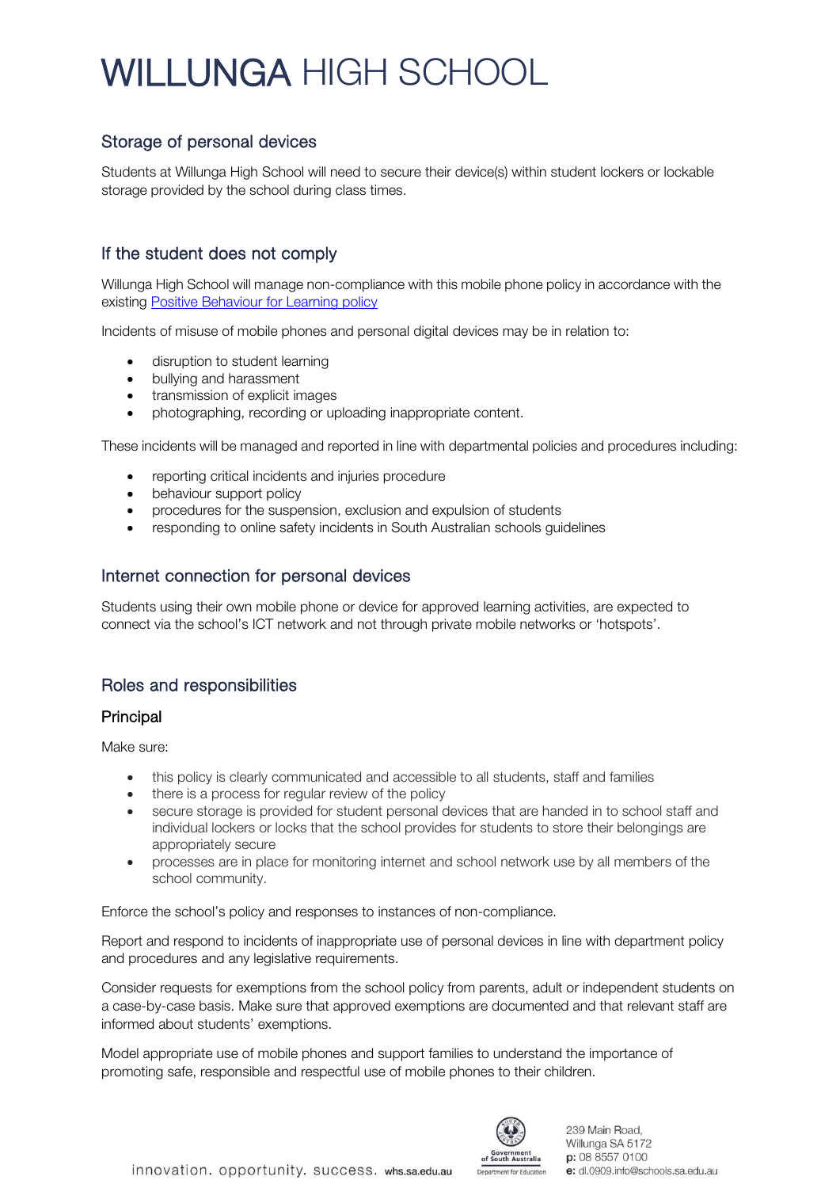## Storage of personal devices

Students at Willunga High School will need to secure their device(s) within student lockers or lockable storage provided by the school during class times.

## If the student does not comply

Willunga High School will manage non-compliance with this mobile phone policy in accordance with the existing [Positive Behaviour for Learning policy]

Incidents of misuse of mobile phones and personal digital devices may be in relation to:

- disruption to student learning
- bullying and harassment
- transmission of explicit images
- photographing, recording or uploading inappropriate content.

These incidents will be managed and reported in line with departmental policies and procedures including:

- reporting critical incidents and injuries procedure
- behaviour support policy
- procedures for the suspension, exclusion and expulsion of students
- responding to online safety incidents in South Australian schools guidelines

## Internet connection for personal devices

Students using their own mobile phone or device for approved learning activities, are expected to connect via the school's ICT network and not through private mobile networks or 'hotspots'.

## Roles and responsibilities

### Principal

Make sure:

- this policy is clearly communicated and accessible to all students, staff and families
- there is a process for regular review of the policy
- secure storage is provided for student personal devices that are handed in to school staff and individual lockers or locks that the school provides for students to store their belongings are appropriately secure
- processes are in place for monitoring internet and school network use by all members of the school community.

Enforce the school's policy and responses to instances of non-compliance.

Report and respond to incidents of inappropriate use of personal devices in line with department policy and procedures and any legislative requirements.

Consider requests for exemptions from the school policy from parents, adult or independent students on a case-by-case basis. Make sure that approved exemptions are documented and that relevant staff are informed about students' exemptions.

Model appropriate use of mobile phones and support families to understand the importance of promoting safe, responsible and respectful use of mobile phones to their children.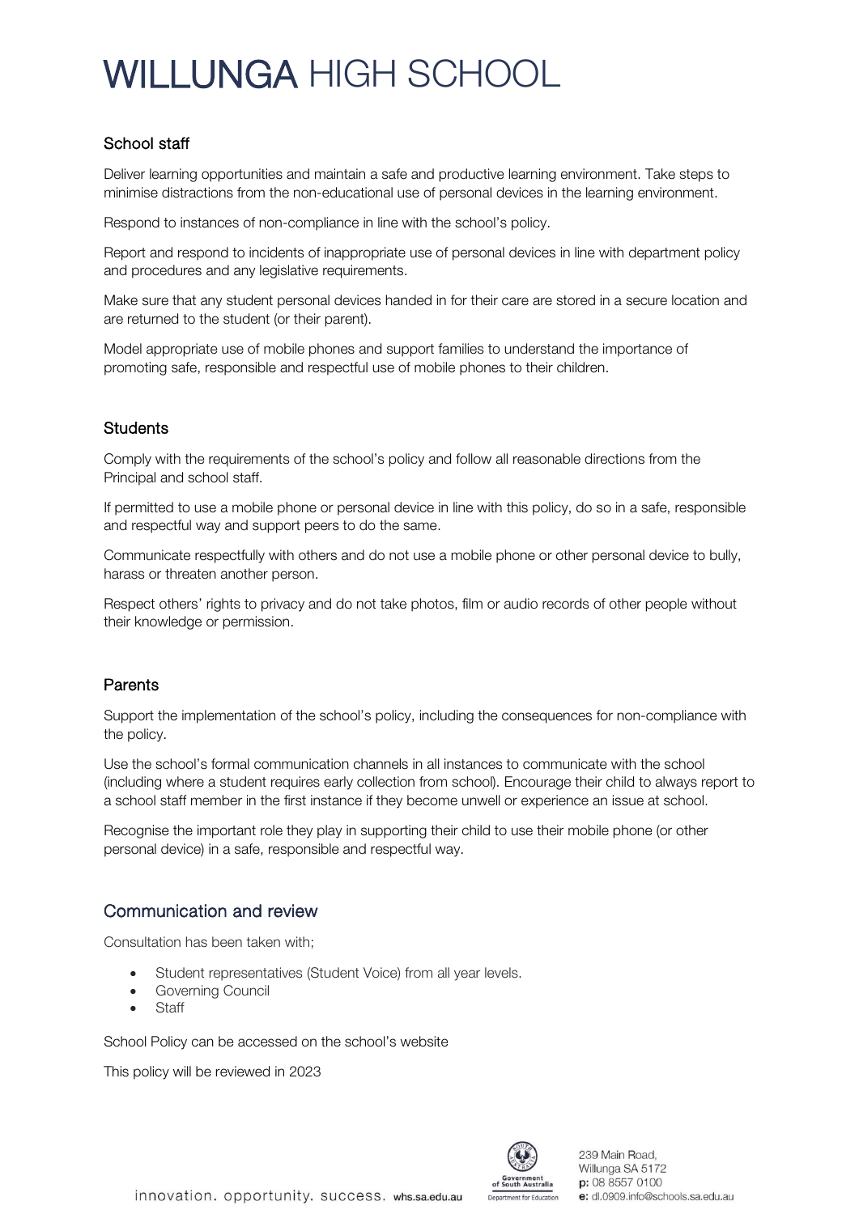### School staff

Deliver learning opportunities and maintain a safe and productive learning environment. Take steps to minimise distractions from the non-educational use of personal devices in the learning environment.

Respond to instances of non-compliance in line with the school's policy.

Report and respond to incidents of inappropriate use of personal devices in line with department policy and procedures and any legislative requirements.

Make sure that any student personal devices handed in for their care are stored in a secure location and are returned to the student (or their parent).

Model appropriate use of mobile phones and support families to understand the importance of promoting safe, responsible and respectful use of mobile phones to their children.

### Students

Comply with the requirements of the school's policy and follow all reasonable directions from the Principal and school staff.

If permitted to use a mobile phone or personal device in line with this policy, do so in a safe, responsible and respectful way and support peers to do the same.

Communicate respectfully with others and do not use a mobile phone or other personal device to bully, harass or threaten another person.

Respect others' rights to privacy and do not take photos, film or audio records of other people without their knowledge or permission.

### Parents

Support the implementation of the school's policy, including the consequences for non-compliance with the policy.

Use the school's formal communication channels in all instances to communicate with the school (including where a student requires early collection from school). Encourage their child to always report to a school staff member in the first instance if they become unwell or experience an issue at school.

Recognise the important role they play in supporting their child to use their mobile phone (or other personal device) in a safe, responsible and respectful way.

## Communication and review

Consultation has been taken with;

- Student representatives (Student Voice) from all year levels.
- Governing Council
- Staff

School Policy can be accessed on the school's website

This policy will be reviewed in 2023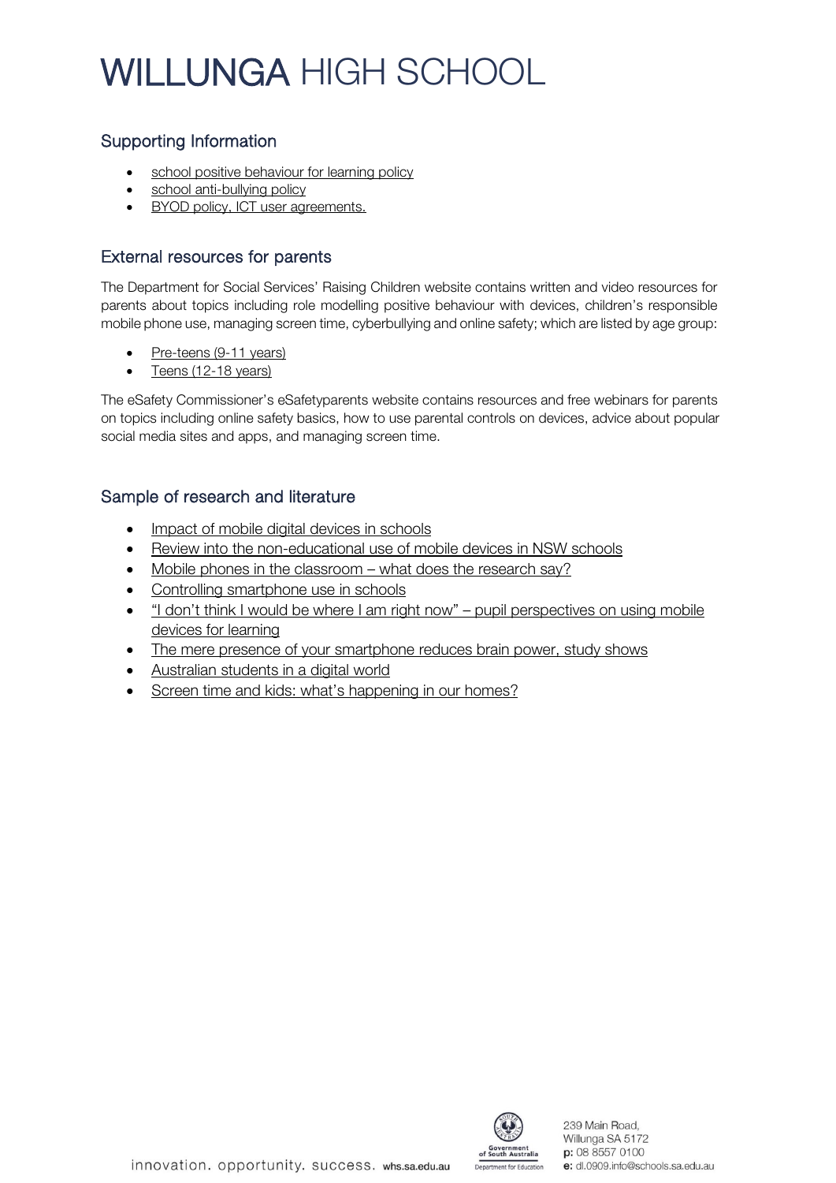## Supporting Information

- school positive behaviour for learning policy
- school anti-bullying policy
- BYOD policy, ICT user agreements.

## External resources for parents

The Department for Social Services' Raising Children website contains written and video resources for parents about topics including role modelling positive behaviour with devices, children's responsible mobile phone use, managing screen time, cyberbullying and online safety; which are listed by age group:

- Pre-teens (9-11 years)
- Teens (12-18 years)

The eSafety Commissioner's eSafetyparents website contains resources and free webinars for parents on topics including online safety basics, how to use parental controls on devices, advice about popular social media sites and apps, and managing screen time.

## Sample of research and literature

- Impact of mobile digital devices in schools
- Review into the non-educational use of mobile devices in NSW schools
- Mobile phones in the classroom – what does the research say?
- Controlling smartphone use in schools
- "I don't think I would be where I am right now" – pupil perspectives on using mobile devices for learning
- The mere presence of your smartphone reduces brain power, study shows
- Australian students in a digital world
- Screen time and kids: what's happening in our homes?